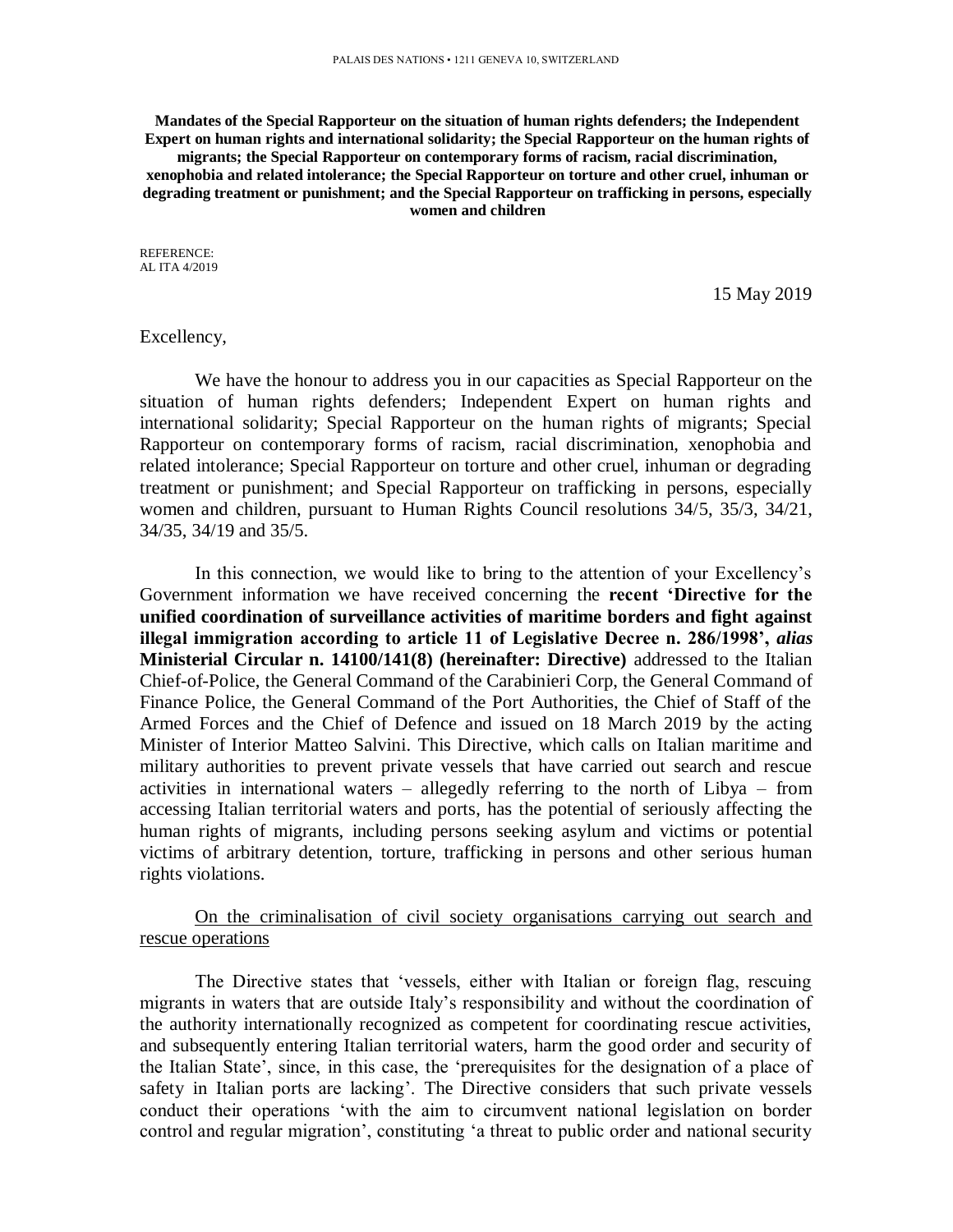PALAIS DES NATIONS • 1211 GENEVA 10, SWITZERLAND

**Mandates of the Special Rapporteur on the situation of human rights defenders; the Independent Expert on human rights and international solidarity; the Special Rapporteur on the human rights of migrants; the Special Rapporteur on contemporary forms of racism, racial discrimination, xenophobia and related intolerance; the Special Rapporteur on torture and other cruel, inhuman or degrading treatment or punishment; and the Special Rapporteur on trafficking in persons, especially women and children**

REFERENCE:
AL ITA 4/2019

15 May 2019

Excellency,

We have the honour to address you in our capacities as Special Rapporteur on the situation of human rights defenders; Independent Expert on human rights and international solidarity; Special Rapporteur on the human rights of migrants; Special Rapporteur on contemporary forms of racism, racial discrimination, xenophobia and related intolerance; Special Rapporteur on torture and other cruel, inhuman or degrading treatment or punishment; and Special Rapporteur on trafficking in persons, especially women and children, pursuant to Human Rights Council resolutions 34/5, 35/3, 34/21, 34/35, 34/19 and 35/5.

In this connection, we would like to bring to the attention of your Excellency's Government information we have received concerning the **recent 'Directive for the unified coordination of surveillance activities of maritime borders and fight against illegal immigration according to article 11 of Legislative Decree n. 286/1998',** ***alias*** **Ministerial Circular n. 14100/141(8) (hereinafter: Directive)** addressed to the Italian Chief-of-Police, the General Command of the Carabinieri Corp, the General Command of Finance Police, the General Command of the Port Authorities, the Chief of Staff of the Armed Forces and the Chief of Defence and issued on 18 March 2019 by the acting Minister of Interior Matteo Salvini. This Directive, which calls on Italian maritime and military authorities to prevent private vessels that have carried out search and rescue activities in international waters – allegedly referring to the north of Libya – from accessing Italian territorial waters and ports, has the potential of seriously affecting the human rights of migrants, including persons seeking asylum and victims or potential victims of arbitrary detention, torture, trafficking in persons and other serious human rights violations.

<u>On the criminalisation of civil society organisations carrying out search and rescue operations</u>

The Directive states that 'vessels, either with Italian or foreign flag, rescuing migrants in waters that are outside Italy's responsibility and without the coordination of the authority internationally recognized as competent for coordinating rescue activities, and subsequently entering Italian territorial waters, harm the good order and security of the Italian State', since, in this case, the 'prerequisites for the designation of a place of safety in Italian ports are lacking'. The Directive considers that such private vessels conduct their operations 'with the aim to circumvent national legislation on border control and regular migration', constituting 'a threat to public order and national security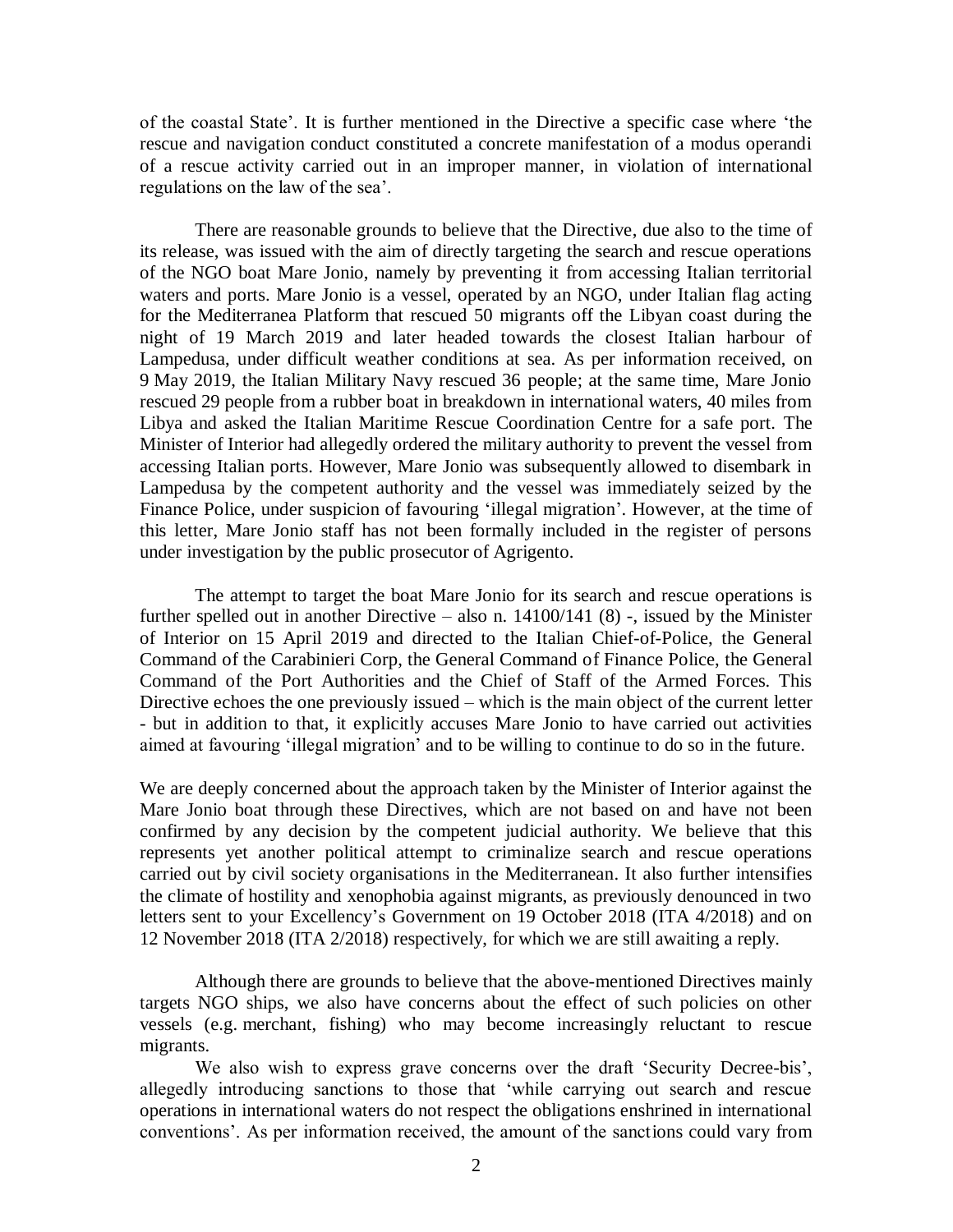of the coastal State'. It is further mentioned in the Directive a specific case where 'the rescue and navigation conduct constituted a concrete manifestation of a modus operandi of a rescue activity carried out in an improper manner, in violation of international regulations on the law of the sea'.

There are reasonable grounds to believe that the Directive, due also to the time of its release, was issued with the aim of directly targeting the search and rescue operations of the NGO boat Mare Jonio, namely by preventing it from accessing Italian territorial waters and ports. Mare Jonio is a vessel, operated by an NGO, under Italian flag acting for the Mediterranea Platform that rescued 50 migrants off the Libyan coast during the night of 19 March 2019 and later headed towards the closest Italian harbour of Lampedusa, under difficult weather conditions at sea. As per information received, on 9 May 2019, the Italian Military Navy rescued 36 people; at the same time, Mare Jonio rescued 29 people from a rubber boat in breakdown in international waters, 40 miles from Libya and asked the Italian Maritime Rescue Coordination Centre for a safe port. The Minister of Interior had allegedly ordered the military authority to prevent the vessel from accessing Italian ports. However, Mare Jonio was subsequently allowed to disembark in Lampedusa by the competent authority and the vessel was immediately seized by the Finance Police, under suspicion of favouring 'illegal migration'. However, at the time of this letter, Mare Jonio staff has not been formally included in the register of persons under investigation by the public prosecutor of Agrigento.

The attempt to target the boat Mare Jonio for its search and rescue operations is further spelled out in another Directive – also n. 14100/141 (8) -, issued by the Minister of Interior on 15 April 2019 and directed to the Italian Chief-of-Police, the General Command of the Carabinieri Corp, the General Command of Finance Police, the General Command of the Port Authorities and the Chief of Staff of the Armed Forces. This Directive echoes the one previously issued – which is the main object of the current letter - but in addition to that, it explicitly accuses Mare Jonio to have carried out activities aimed at favouring 'illegal migration' and to be willing to continue to do so in the future.

We are deeply concerned about the approach taken by the Minister of Interior against the Mare Jonio boat through these Directives, which are not based on and have not been confirmed by any decision by the competent judicial authority. We believe that this represents yet another political attempt to criminalize search and rescue operations carried out by civil society organisations in the Mediterranean. It also further intensifies the climate of hostility and xenophobia against migrants, as previously denounced in two letters sent to your Excellency's Government on 19 October 2018 (ITA 4/2018) and on 12 November 2018 (ITA 2/2018) respectively, for which we are still awaiting a reply.

Although there are grounds to believe that the above-mentioned Directives mainly targets NGO ships, we also have concerns about the effect of such policies on other vessels (e.g. merchant, fishing) who may become increasingly reluctant to rescue migrants.

We also wish to express grave concerns over the draft 'Security Decree-bis', allegedly introducing sanctions to those that 'while carrying out search and rescue operations in international waters do not respect the obligations enshrined in international conventions'. As per information received, the amount of the sanctions could vary from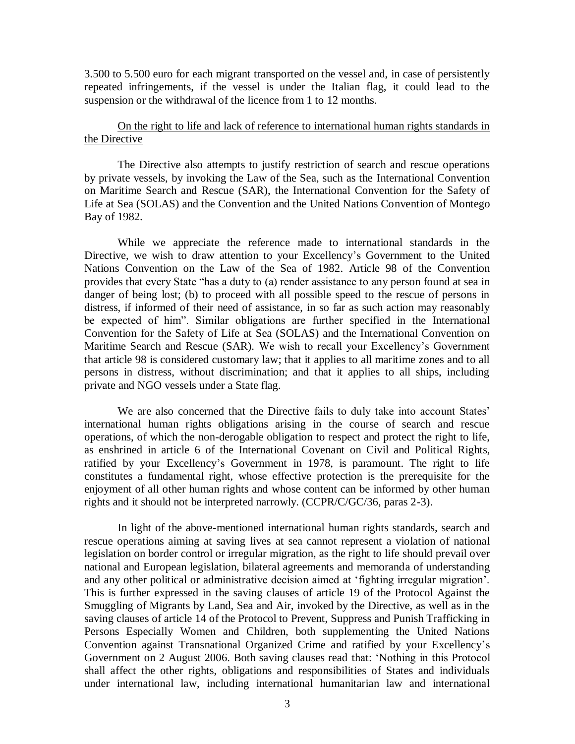3.500 to 5.500 euro for each migrant transported on the vessel and, in case of persistently repeated infringements, if the vessel is under the Italian flag, it could lead to the suspension or the withdrawal of the licence from 1 to 12 months.

<u>On the right to life and lack of reference to international human rights standards in the Directive</u>

The Directive also attempts to justify restriction of search and rescue operations by private vessels, by invoking the Law of the Sea, such as the International Convention on Maritime Search and Rescue (SAR), the International Convention for the Safety of Life at Sea (SOLAS) and the Convention and the United Nations Convention of Montego Bay of 1982.

While we appreciate the reference made to international standards in the Directive, we wish to draw attention to your Excellency's Government to the United Nations Convention on the Law of the Sea of 1982. Article 98 of the Convention provides that every State "has a duty to (a) render assistance to any person found at sea in danger of being lost; (b) to proceed with all possible speed to the rescue of persons in distress, if informed of their need of assistance, in so far as such action may reasonably be expected of him". Similar obligations are further specified in the International Convention for the Safety of Life at Sea (SOLAS) and the International Convention on Maritime Search and Rescue (SAR). We wish to recall your Excellency's Government that article 98 is considered customary law; that it applies to all maritime zones and to all persons in distress, without discrimination; and that it applies to all ships, including private and NGO vessels under a State flag.

We are also concerned that the Directive fails to duly take into account States' international human rights obligations arising in the course of search and rescue operations, of which the non-derogable obligation to respect and protect the right to life, as enshrined in article 6 of the International Covenant on Civil and Political Rights, ratified by your Excellency's Government in 1978, is paramount. The right to life constitutes a fundamental right, whose effective protection is the prerequisite for the enjoyment of all other human rights and whose content can be informed by other human rights and it should not be interpreted narrowly. (CCPR/C/GC/36, paras 2-3).

In light of the above-mentioned international human rights standards, search and rescue operations aiming at saving lives at sea cannot represent a violation of national legislation on border control or irregular migration, as the right to life should prevail over national and European legislation, bilateral agreements and memoranda of understanding and any other political or administrative decision aimed at 'fighting irregular migration'. This is further expressed in the saving clauses of article 19 of the Protocol Against the Smuggling of Migrants by Land, Sea and Air, invoked by the Directive, as well as in the saving clauses of article 14 of the Protocol to Prevent, Suppress and Punish Trafficking in Persons Especially Women and Children, both supplementing the United Nations Convention against Transnational Organized Crime and ratified by your Excellency's Government on 2 August 2006. Both saving clauses read that: 'Nothing in this Protocol shall affect the other rights, obligations and responsibilities of States and individuals under international law, including international humanitarian law and international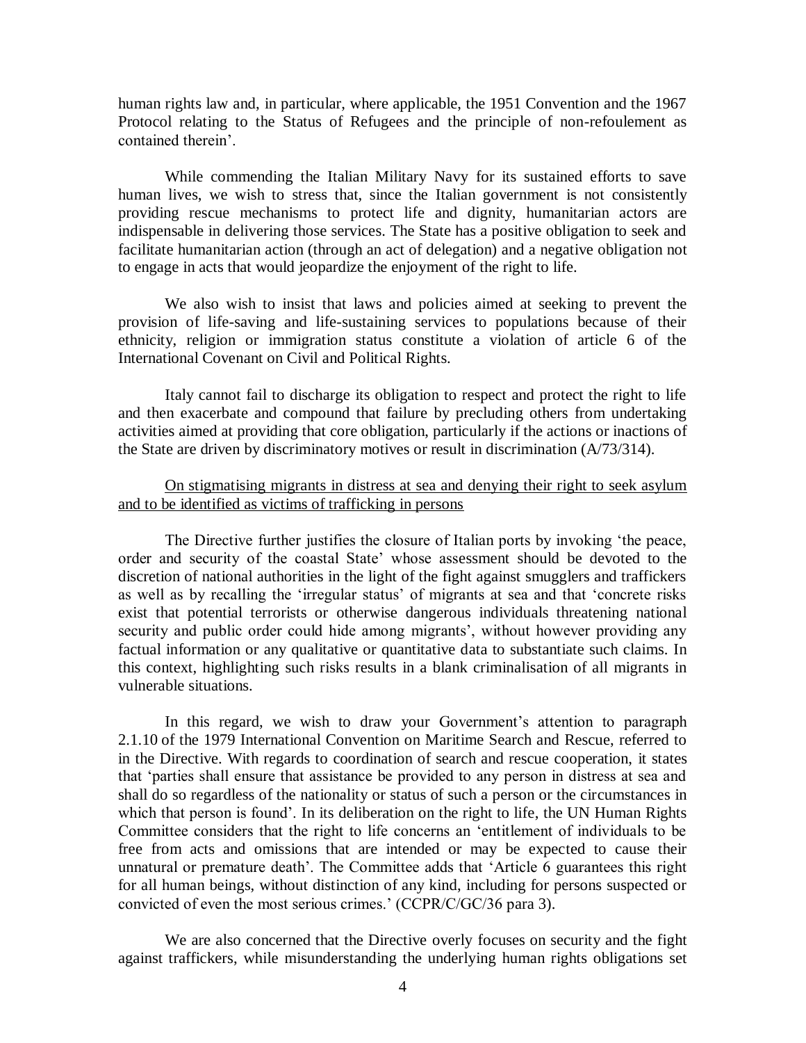human rights law and, in particular, where applicable, the 1951 Convention and the 1967 Protocol relating to the Status of Refugees and the principle of non-refoulement as contained therein'.

While commending the Italian Military Navy for its sustained efforts to save human lives, we wish to stress that, since the Italian government is not consistently providing rescue mechanisms to protect life and dignity, humanitarian actors are indispensable in delivering those services. The State has a positive obligation to seek and facilitate humanitarian action (through an act of delegation) and a negative obligation not to engage in acts that would jeopardize the enjoyment of the right to life.

We also wish to insist that laws and policies aimed at seeking to prevent the provision of life-saving and life-sustaining services to populations because of their ethnicity, religion or immigration status constitute a violation of article 6 of the International Covenant on Civil and Political Rights.

Italy cannot fail to discharge its obligation to respect and protect the right to life and then exacerbate and compound that failure by precluding others from undertaking activities aimed at providing that core obligation, particularly if the actions or inactions of the State are driven by discriminatory motives or result in discrimination (A/73/314).

<u>On stigmatising migrants in distress at sea and denying their right to seek asylum and to be identified as victims of trafficking in persons</u>

The Directive further justifies the closure of Italian ports by invoking 'the peace, order and security of the coastal State' whose assessment should be devoted to the discretion of national authorities in the light of the fight against smugglers and traffickers as well as by recalling the 'irregular status' of migrants at sea and that 'concrete risks exist that potential terrorists or otherwise dangerous individuals threatening national security and public order could hide among migrants', without however providing any factual information or any qualitative or quantitative data to substantiate such claims. In this context, highlighting such risks results in a blank criminalisation of all migrants in vulnerable situations.

In this regard, we wish to draw your Government's attention to paragraph 2.1.10 of the 1979 International Convention on Maritime Search and Rescue, referred to in the Directive. With regards to coordination of search and rescue cooperation, it states that 'parties shall ensure that assistance be provided to any person in distress at sea and shall do so regardless of the nationality or status of such a person or the circumstances in which that person is found'. In its deliberation on the right to life, the UN Human Rights Committee considers that the right to life concerns an 'entitlement of individuals to be free from acts and omissions that are intended or may be expected to cause their unnatural or premature death'. The Committee adds that 'Article 6 guarantees this right for all human beings, without distinction of any kind, including for persons suspected or convicted of even the most serious crimes.' (CCPR/C/GC/36 para 3).

We are also concerned that the Directive overly focuses on security and the fight against traffickers, while misunderstanding the underlying human rights obligations set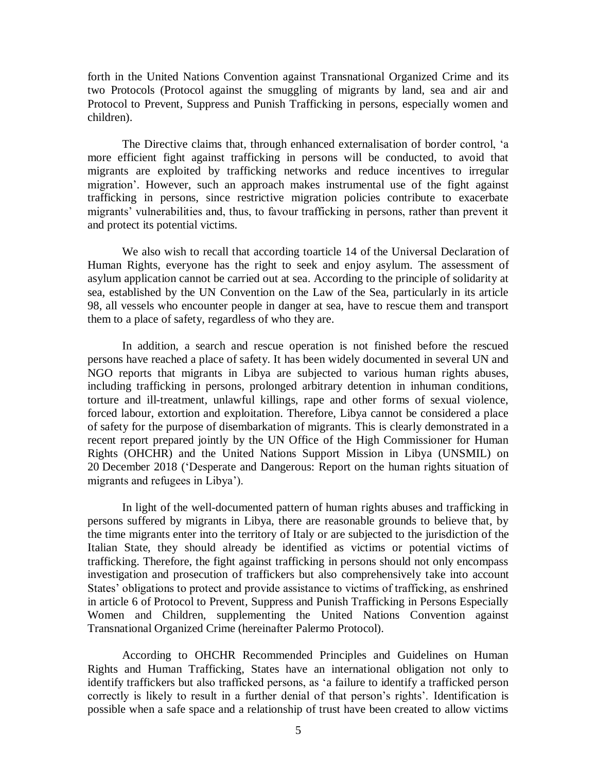forth in the United Nations Convention against Transnational Organized Crime and its two Protocols (Protocol against the smuggling of migrants by land, sea and air and Protocol to Prevent, Suppress and Punish Trafficking in persons, especially women and children).

The Directive claims that, through enhanced externalisation of border control, 'a more efficient fight against trafficking in persons will be conducted, to avoid that migrants are exploited by trafficking networks and reduce incentives to irregular migration'. However, such an approach makes instrumental use of the fight against trafficking in persons, since restrictive migration policies contribute to exacerbate migrants' vulnerabilities and, thus, to favour trafficking in persons, rather than prevent it and protect its potential victims.

We also wish to recall that according toarticle 14 of the Universal Declaration of Human Rights, everyone has the right to seek and enjoy asylum. The assessment of asylum application cannot be carried out at sea. According to the principle of solidarity at sea, established by the UN Convention on the Law of the Sea, particularly in its article 98, all vessels who encounter people in danger at sea, have to rescue them and transport them to a place of safety, regardless of who they are.

In addition, a search and rescue operation is not finished before the rescued persons have reached a place of safety. It has been widely documented in several UN and NGO reports that migrants in Libya are subjected to various human rights abuses, including trafficking in persons, prolonged arbitrary detention in inhuman conditions, torture and ill-treatment, unlawful killings, rape and other forms of sexual violence, forced labour, extortion and exploitation. Therefore, Libya cannot be considered a place of safety for the purpose of disembarkation of migrants. This is clearly demonstrated in a recent report prepared jointly by the UN Office of the High Commissioner for Human Rights (OHCHR) and the United Nations Support Mission in Libya (UNSMIL) on 20 December 2018 ('Desperate and Dangerous: Report on the human rights situation of migrants and refugees in Libya').

In light of the well-documented pattern of human rights abuses and trafficking in persons suffered by migrants in Libya, there are reasonable grounds to believe that, by the time migrants enter into the territory of Italy or are subjected to the jurisdiction of the Italian State, they should already be identified as victims or potential victims of trafficking. Therefore, the fight against trafficking in persons should not only encompass investigation and prosecution of traffickers but also comprehensively take into account States' obligations to protect and provide assistance to victims of trafficking, as enshrined in article 6 of Protocol to Prevent, Suppress and Punish Trafficking in Persons Especially Women and Children, supplementing the United Nations Convention against Transnational Organized Crime (hereinafter Palermo Protocol).

According to OHCHR Recommended Principles and Guidelines on Human Rights and Human Trafficking, States have an international obligation not only to identify traffickers but also trafficked persons, as 'a failure to identify a trafficked person correctly is likely to result in a further denial of that person's rights'. Identification is possible when a safe space and a relationship of trust have been created to allow victims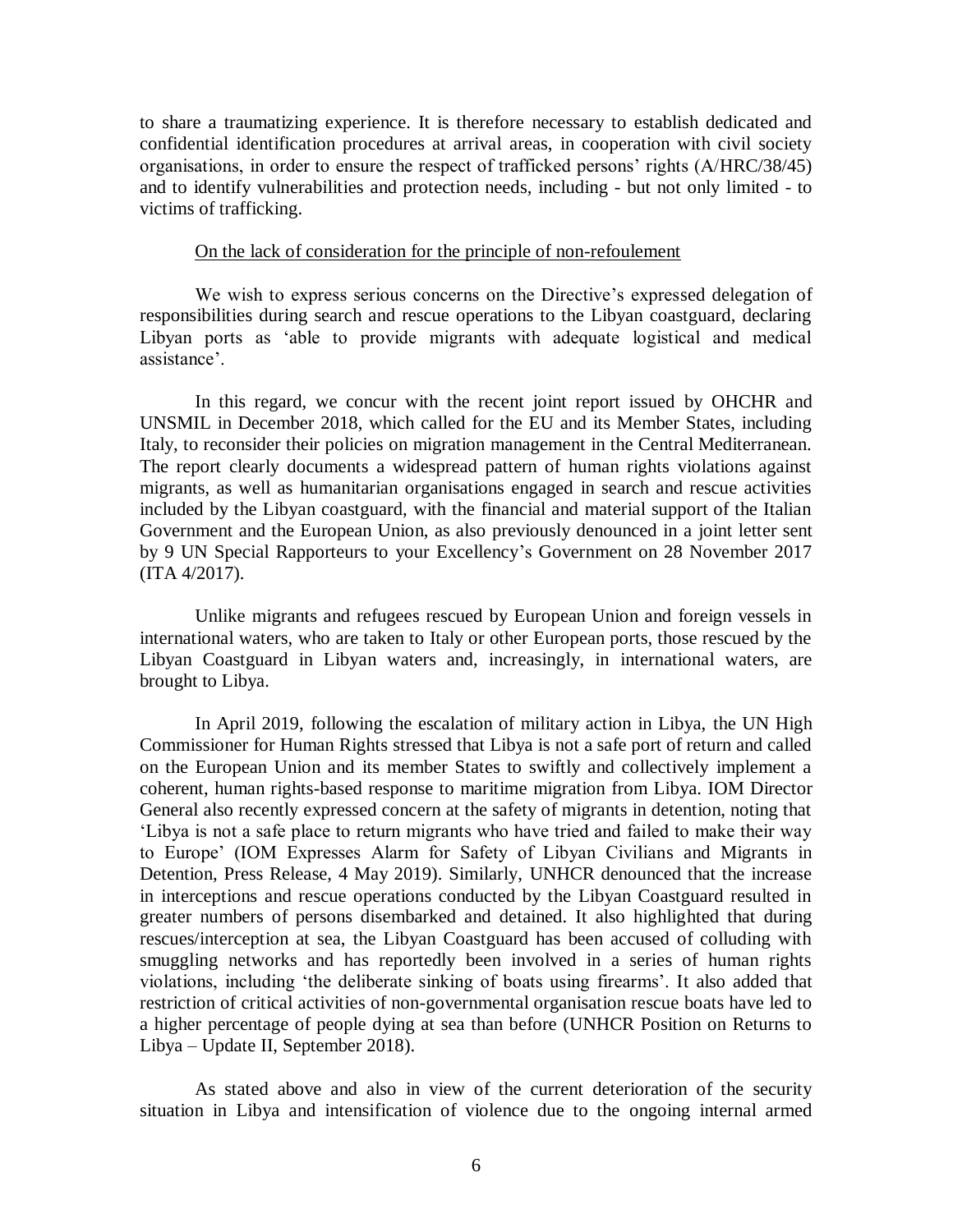to share a traumatizing experience. It is therefore necessary to establish dedicated and confidential identification procedures at arrival areas, in cooperation with civil society organisations, in order to ensure the respect of trafficked persons' rights (A/HRC/38/45) and to identify vulnerabilities and protection needs, including - but not only limited - to victims of trafficking.

On the lack of consideration for the principle of non-refoulement

We wish to express serious concerns on the Directive's expressed delegation of responsibilities during search and rescue operations to the Libyan coastguard, declaring Libyan ports as 'able to provide migrants with adequate logistical and medical assistance'.

In this regard, we concur with the recent joint report issued by OHCHR and UNSMIL in December 2018, which called for the EU and its Member States, including Italy, to reconsider their policies on migration management in the Central Mediterranean. The report clearly documents a widespread pattern of human rights violations against migrants, as well as humanitarian organisations engaged in search and rescue activities included by the Libyan coastguard, with the financial and material support of the Italian Government and the European Union, as also previously denounced in a joint letter sent by 9 UN Special Rapporteurs to your Excellency's Government on 28 November 2017 (ITA 4/2017).

Unlike migrants and refugees rescued by European Union and foreign vessels in international waters, who are taken to Italy or other European ports, those rescued by the Libyan Coastguard in Libyan waters and, increasingly, in international waters, are brought to Libya.

In April 2019, following the escalation of military action in Libya, the UN High Commissioner for Human Rights stressed that Libya is not a safe port of return and called on the European Union and its member States to swiftly and collectively implement a coherent, human rights-based response to maritime migration from Libya. IOM Director General also recently expressed concern at the safety of migrants in detention, noting that 'Libya is not a safe place to return migrants who have tried and failed to make their way to Europe' (IOM Expresses Alarm for Safety of Libyan Civilians and Migrants in Detention, Press Release, 4 May 2019). Similarly, UNHCR denounced that the increase in interceptions and rescue operations conducted by the Libyan Coastguard resulted in greater numbers of persons disembarked and detained. It also highlighted that during rescues/interception at sea, the Libyan Coastguard has been accused of colluding with smuggling networks and has reportedly been involved in a series of human rights violations, including 'the deliberate sinking of boats using firearms'. It also added that restriction of critical activities of non-governmental organisation rescue boats have led to a higher percentage of people dying at sea than before (UNHCR Position on Returns to Libya – Update II, September 2018).

As stated above and also in view of the current deterioration of the security situation in Libya and intensification of violence due to the ongoing internal armed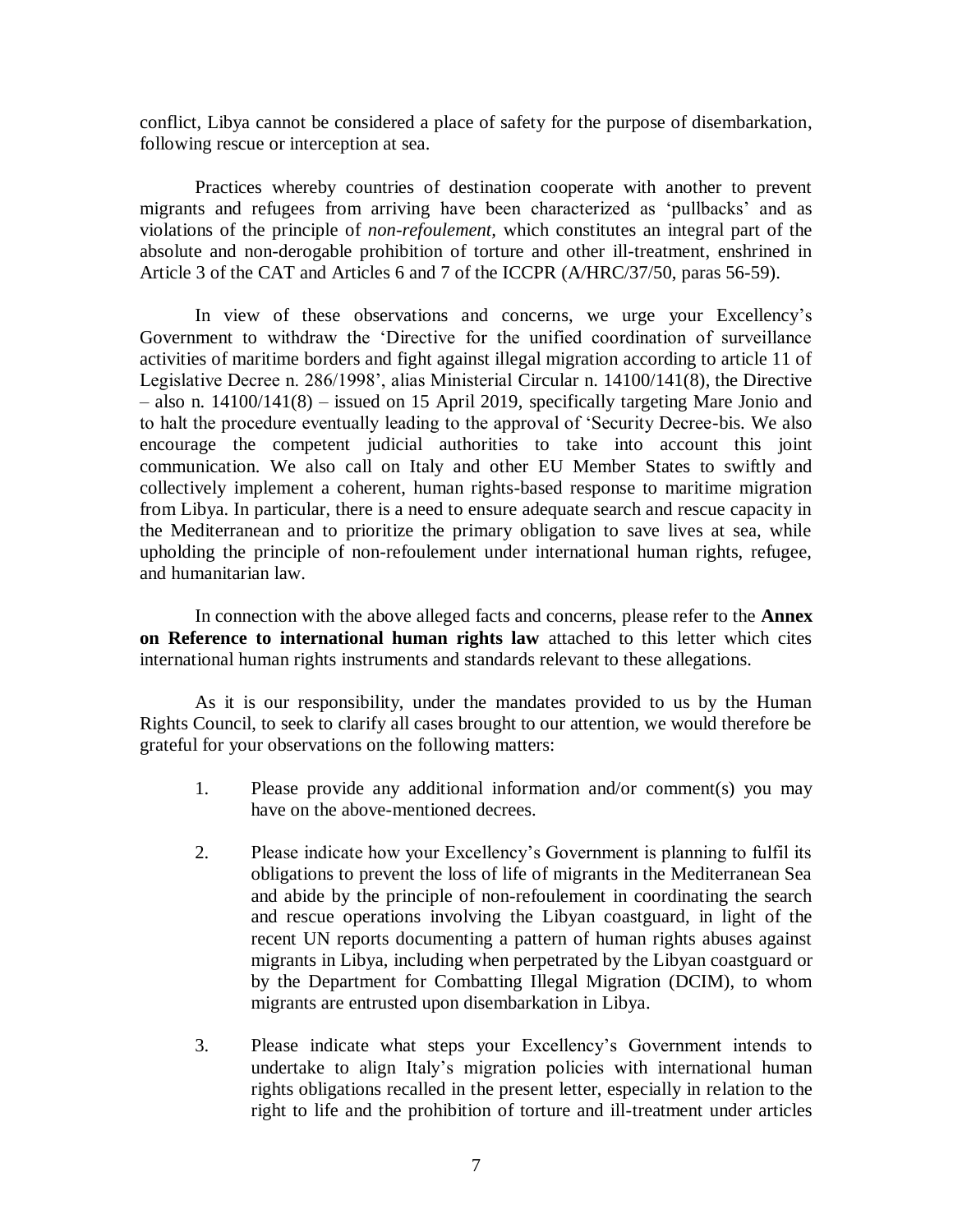conflict, Libya cannot be considered a place of safety for the purpose of disembarkation, following rescue or interception at sea.

Practices whereby countries of destination cooperate with another to prevent migrants and refugees from arriving have been characterized as 'pullbacks' and as violations of the principle of *non-refoulement*, which constitutes an integral part of the absolute and non-derogable prohibition of torture and other ill-treatment, enshrined in Article 3 of the CAT and Articles 6 and 7 of the ICCPR (A/HRC/37/50, paras 56-59).

In view of these observations and concerns, we urge your Excellency's Government to withdraw the 'Directive for the unified coordination of surveillance activities of maritime borders and fight against illegal migration according to article 11 of Legislative Decree n. 286/1998', alias Ministerial Circular n. 14100/141(8), the Directive – also n. 14100/141(8) – issued on 15 April 2019, specifically targeting Mare Jonio and to halt the procedure eventually leading to the approval of 'Security Decree-bis. We also encourage the competent judicial authorities to take into account this joint communication. We also call on Italy and other EU Member States to swiftly and collectively implement a coherent, human rights-based response to maritime migration from Libya. In particular, there is a need to ensure adequate search and rescue capacity in the Mediterranean and to prioritize the primary obligation to save lives at sea, while upholding the principle of non-refoulement under international human rights, refugee, and humanitarian law.

In connection with the above alleged facts and concerns, please refer to the **Annex on Reference to international human rights law** attached to this letter which cites international human rights instruments and standards relevant to these allegations.

As it is our responsibility, under the mandates provided to us by the Human Rights Council, to seek to clarify all cases brought to our attention, we would therefore be grateful for your observations on the following matters:

1. Please provide any additional information and/or comment(s) you may have on the above-mentioned decrees.

2. Please indicate how your Excellency's Government is planning to fulfil its obligations to prevent the loss of life of migrants in the Mediterranean Sea and abide by the principle of non-refoulement in coordinating the search and rescue operations involving the Libyan coastguard, in light of the recent UN reports documenting a pattern of human rights abuses against migrants in Libya, including when perpetrated by the Libyan coastguard or by the Department for Combatting Illegal Migration (DCIM), to whom migrants are entrusted upon disembarkation in Libya.

3. Please indicate what steps your Excellency's Government intends to undertake to align Italy's migration policies with international human rights obligations recalled in the present letter, especially in relation to the right to life and the prohibition of torture and ill-treatment under articles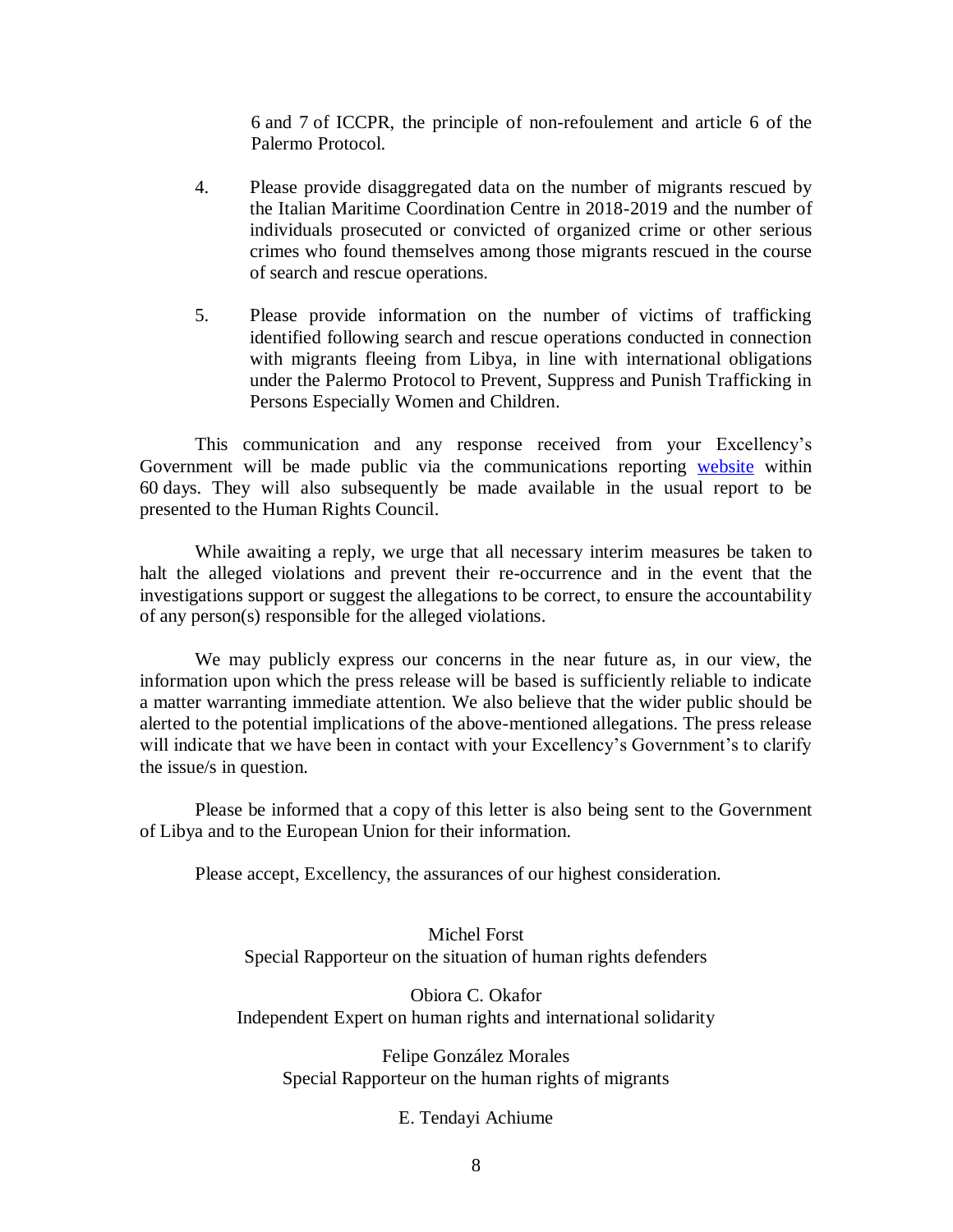6 and 7 of ICCPR, the principle of non-refoulement and article 6 of the Palermo Protocol.

4. Please provide disaggregated data on the number of migrants rescued by the Italian Maritime Coordination Centre in 2018-2019 and the number of individuals prosecuted or convicted of organized crime or other serious crimes who found themselves among those migrants rescued in the course of search and rescue operations.

5. Please provide information on the number of victims of trafficking identified following search and rescue operations conducted in connection with migrants fleeing from Libya, in line with international obligations under the Palermo Protocol to Prevent, Suppress and Punish Trafficking in Persons Especially Women and Children.

This communication and any response received from your Excellency's Government will be made public via the communications reporting website within 60 days. They will also subsequently be made available in the usual report to be presented to the Human Rights Council.

While awaiting a reply, we urge that all necessary interim measures be taken to halt the alleged violations and prevent their re-occurrence and in the event that the investigations support or suggest the allegations to be correct, to ensure the accountability of any person(s) responsible for the alleged violations.

We may publicly express our concerns in the near future as, in our view, the information upon which the press release will be based is sufficiently reliable to indicate a matter warranting immediate attention. We also believe that the wider public should be alerted to the potential implications of the above-mentioned allegations. The press release will indicate that we have been in contact with your Excellency's Government's to clarify the issue/s in question.

Please be informed that a copy of this letter is also being sent to the Government of Libya and to the European Union for their information.

Please accept, Excellency, the assurances of our highest consideration.

Michel Forst
Special Rapporteur on the situation of human rights defenders

Obiora C. Okafor
Independent Expert on human rights and international solidarity

Felipe González Morales
Special Rapporteur on the human rights of migrants

E. Tendayi Achiume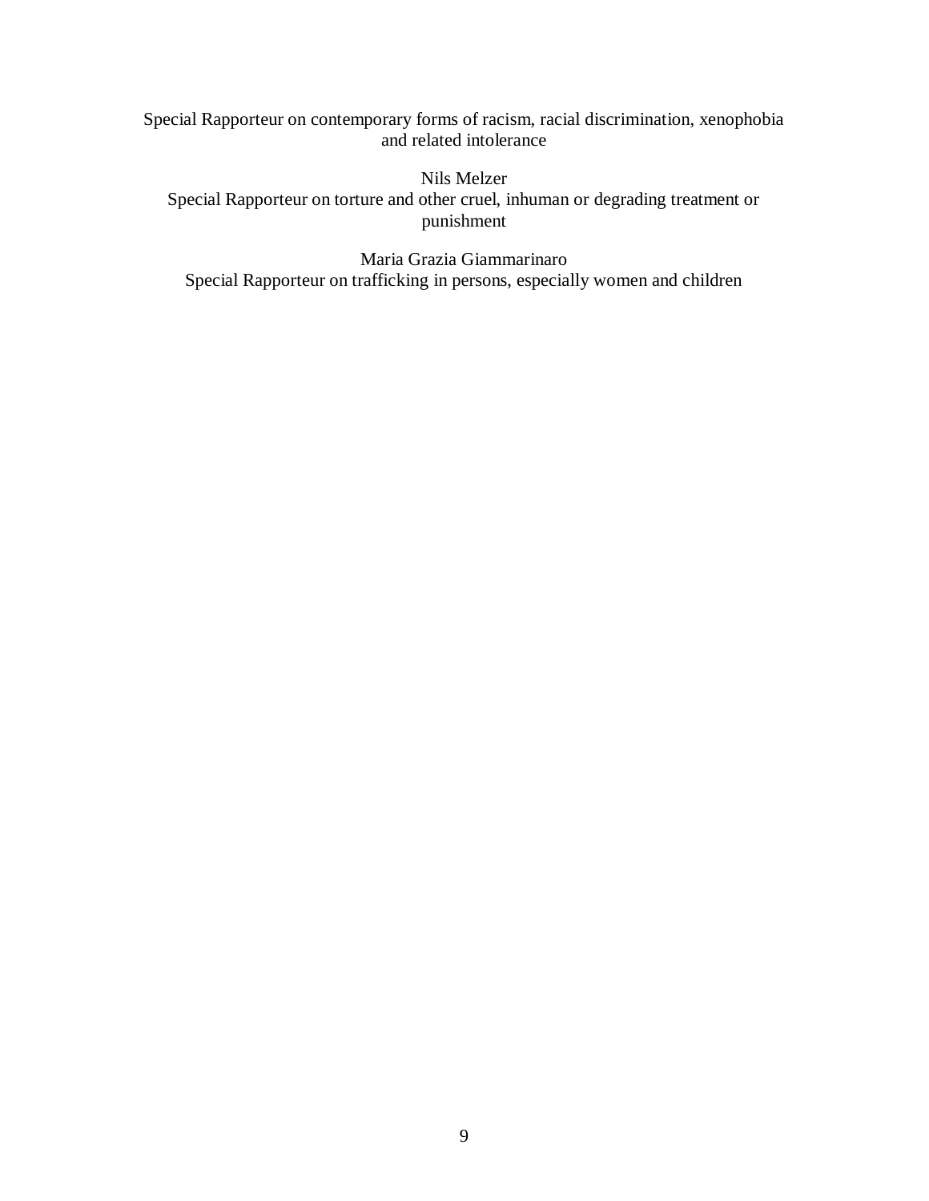Special Rapporteur on contemporary forms of racism, racial discrimination, xenophobia and related intolerance

Nils Melzer
Special Rapporteur on torture and other cruel, inhuman or degrading treatment or punishment

Maria Grazia Giammarinaro
Special Rapporteur on trafficking in persons, especially women and children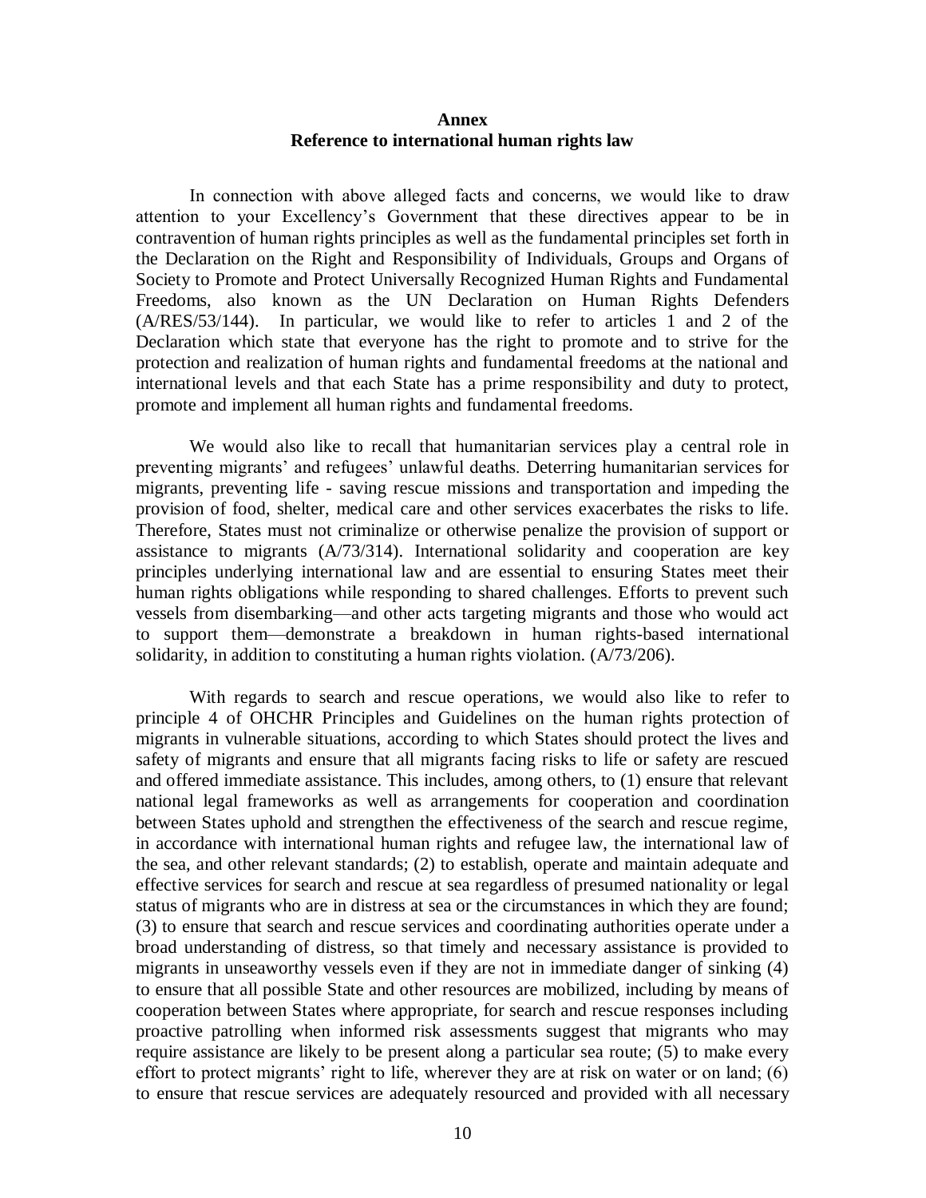**Annex**
**Reference to international human rights law**

In connection with above alleged facts and concerns, we would like to draw attention to your Excellency's Government that these directives appear to be in contravention of human rights principles as well as the fundamental principles set forth in the Declaration on the Right and Responsibility of Individuals, Groups and Organs of Society to Promote and Protect Universally Recognized Human Rights and Fundamental Freedoms, also known as the UN Declaration on Human Rights Defenders (A/RES/53/144). In particular, we would like to refer to articles 1 and 2 of the Declaration which state that everyone has the right to promote and to strive for the protection and realization of human rights and fundamental freedoms at the national and international levels and that each State has a prime responsibility and duty to protect, promote and implement all human rights and fundamental freedoms.

We would also like to recall that humanitarian services play a central role in preventing migrants' and refugees' unlawful deaths. Deterring humanitarian services for migrants, preventing life - saving rescue missions and transportation and impeding the provision of food, shelter, medical care and other services exacerbates the risks to life. Therefore, States must not criminalize or otherwise penalize the provision of support or assistance to migrants (A/73/314). International solidarity and cooperation are key principles underlying international law and are essential to ensuring States meet their human rights obligations while responding to shared challenges. Efforts to prevent such vessels from disembarking—and other acts targeting migrants and those who would act to support them—demonstrate a breakdown in human rights-based international solidarity, in addition to constituting a human rights violation. (A/73/206).

With regards to search and rescue operations, we would also like to refer to principle 4 of OHCHR Principles and Guidelines on the human rights protection of migrants in vulnerable situations, according to which States should protect the lives and safety of migrants and ensure that all migrants facing risks to life or safety are rescued and offered immediate assistance. This includes, among others, to (1) ensure that relevant national legal frameworks as well as arrangements for cooperation and coordination between States uphold and strengthen the effectiveness of the search and rescue regime, in accordance with international human rights and refugee law, the international law of the sea, and other relevant standards; (2) to establish, operate and maintain adequate and effective services for search and rescue at sea regardless of presumed nationality or legal status of migrants who are in distress at sea or the circumstances in which they are found; (3) to ensure that search and rescue services and coordinating authorities operate under a broad understanding of distress, so that timely and necessary assistance is provided to migrants in unseaworthy vessels even if they are not in immediate danger of sinking (4) to ensure that all possible State and other resources are mobilized, including by means of cooperation between States where appropriate, for search and rescue responses including proactive patrolling when informed risk assessments suggest that migrants who may require assistance are likely to be present along a particular sea route; (5) to make every effort to protect migrants' right to life, wherever they are at risk on water or on land; (6) to ensure that rescue services are adequately resourced and provided with all necessary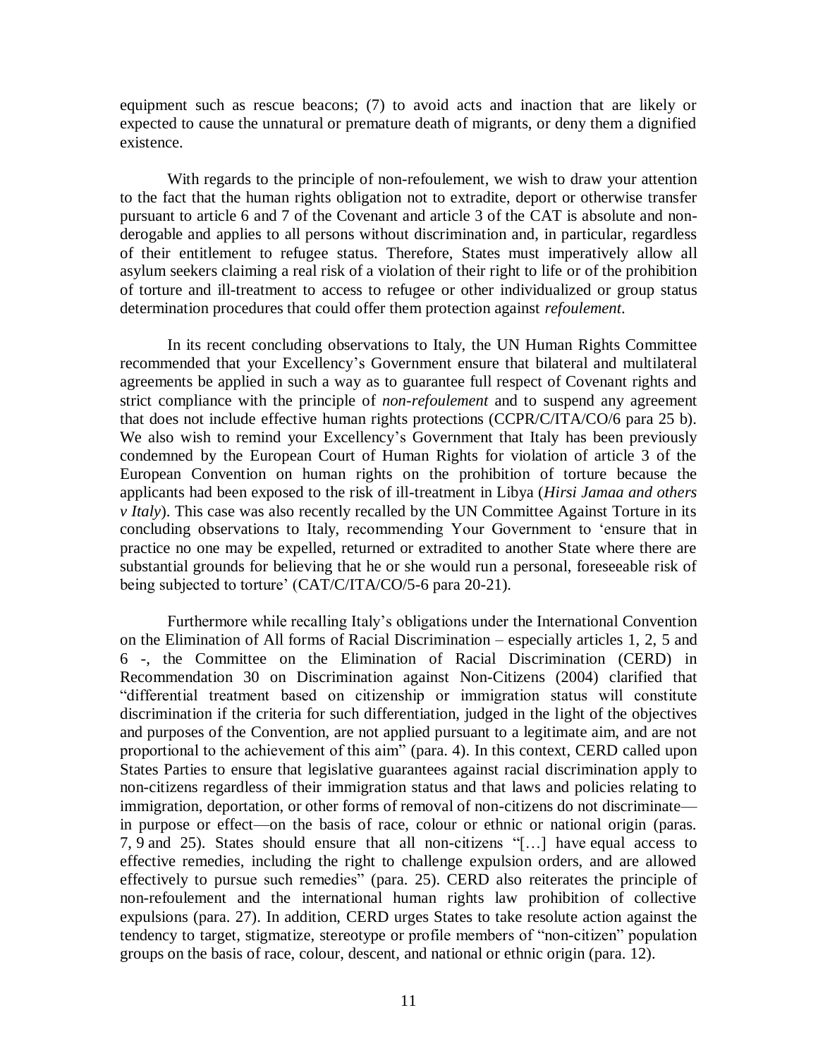equipment such as rescue beacons; (7) to avoid acts and inaction that are likely or expected to cause the unnatural or premature death of migrants, or deny them a dignified existence.

With regards to the principle of non-refoulement, we wish to draw your attention to the fact that the human rights obligation not to extradite, deport or otherwise transfer pursuant to article 6 and 7 of the Covenant and article 3 of the CAT is absolute and non-derogable and applies to all persons without discrimination and, in particular, regardless of their entitlement to refugee status. Therefore, States must imperatively allow all asylum seekers claiming a real risk of a violation of their right to life or of the prohibition of torture and ill-treatment to access to refugee or other individualized or group status determination procedures that could offer them protection against *refoulement*.

In its recent concluding observations to Italy, the UN Human Rights Committee recommended that your Excellency's Government ensure that bilateral and multilateral agreements be applied in such a way as to guarantee full respect of Covenant rights and strict compliance with the principle of *non-refoulement* and to suspend any agreement that does not include effective human rights protections (CCPR/C/ITA/CO/6 para 25 b). We also wish to remind your Excellency's Government that Italy has been previously condemned by the European Court of Human Rights for violation of article 3 of the European Convention on human rights on the prohibition of torture because the applicants had been exposed to the risk of ill-treatment in Libya (*Hirsi Jamaa and others v Italy*). This case was also recently recalled by the UN Committee Against Torture in its concluding observations to Italy, recommending Your Government to 'ensure that in practice no one may be expelled, returned or extradited to another State where there are substantial grounds for believing that he or she would run a personal, foreseeable risk of being subjected to torture' (CAT/C/ITA/CO/5-6 para 20-21).

Furthermore while recalling Italy's obligations under the International Convention on the Elimination of All forms of Racial Discrimination – especially articles 1, 2, 5 and 6 -, the Committee on the Elimination of Racial Discrimination (CERD) in Recommendation 30 on Discrimination against Non-Citizens (2004) clarified that "differential treatment based on citizenship or immigration status will constitute discrimination if the criteria for such differentiation, judged in the light of the objectives and purposes of the Convention, are not applied pursuant to a legitimate aim, and are not proportional to the achievement of this aim" (para. 4). In this context, CERD called upon States Parties to ensure that legislative guarantees against racial discrimination apply to non-citizens regardless of their immigration status and that laws and policies relating to immigration, deportation, or other forms of removal of non-citizens do not discriminate—in purpose or effect—on the basis of race, colour or ethnic or national origin (paras. 7, 9 and 25). States should ensure that all non-citizens "[…] have equal access to effective remedies, including the right to challenge expulsion orders, and are allowed effectively to pursue such remedies" (para. 25). CERD also reiterates the principle of non-refoulement and the international human rights law prohibition of collective expulsions (para. 27). In addition, CERD urges States to take resolute action against the tendency to target, stigmatize, stereotype or profile members of "non-citizen" population groups on the basis of race, colour, descent, and national or ethnic origin (para. 12).